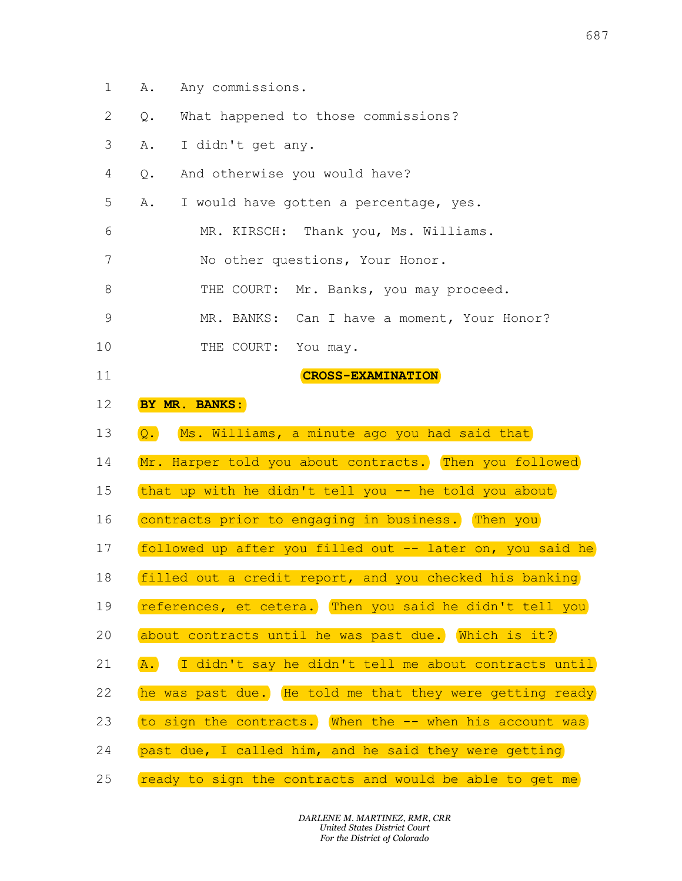A. Any commissions.

Q. What happened to those commissions?

A. I didn't get any.

Q. And otherwise you would have?

A. I would have gotten a percentage, yes.

MR. KIRSCH: Thank you, Ms. Williams.

No other questions, Your Honor.

THE COURT: Mr. Banks, you may proceed.

MR. BANKS: Can I have a moment, Your Honor?

THE COURT: You may.

**CROSS-EXAMINATION**

**BY MR. BANKS:**

Q. Ms. Williams, a minute ago you had said that Mr. Harper told you about contracts. Then you followed that up with he didn't tell you -- he told you about contracts prior to engaging in business. Then you followed up after you filled out -- later on, you said he filled out a credit report, and you checked his banking references, et cetera. Then you said he didn't tell you about contracts until he was past due. Which is it?

A. I didn't say he didn't tell me about contracts until he was past due. He told me that they were getting ready to sign the contracts. When the -- when his account was past due, I called him, and he said they were getting ready to sign the contracts and would be able to get me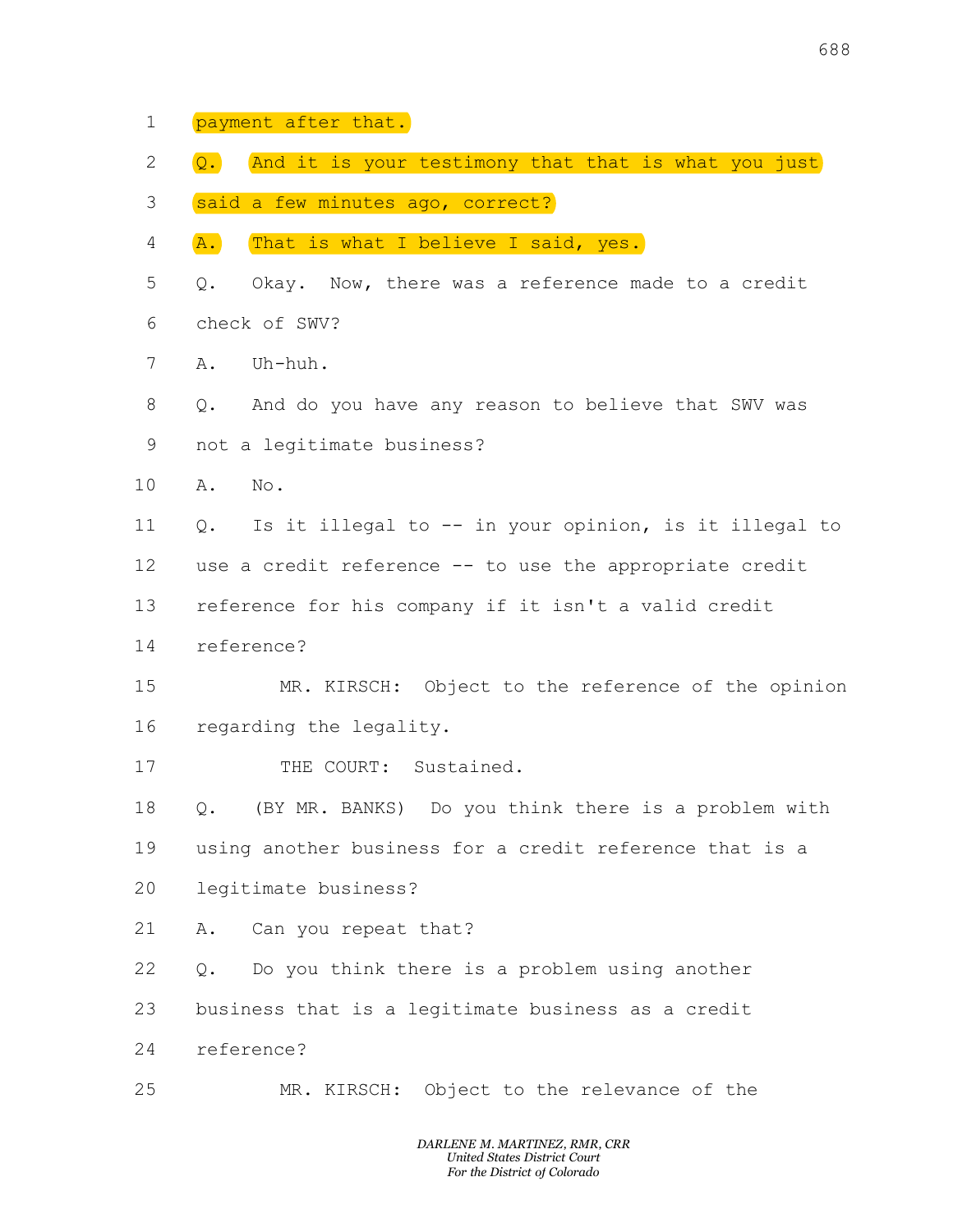1 payment after that.

2 Q. And it is your testimony that that is what you just

3 said a few minutes ago, correct?

4 A. That is what I believe I said, yes.

5 Q. Okay. Now, there was a reference made to a credit

6 check of SWV?

7 A. Uh-huh.

8 Q. And do you have any reason to believe that SWV was

9 not a legitimate business?

10 A. No.

11 Q. Is it illegal to -- in your opinion, is it illegal to

12 use a credit reference -- to use the appropriate credit

13 reference for his company if it isn't a valid credit

14 reference?

15 MR. KIRSCH: Object to the reference of the opinion

16 regarding the legality.

17 THE COURT: Sustained.

18 Q. (BY MR. BANKS) Do you think there is a problem with

19 using another business for a credit reference that is a

20 legitimate business?

21 A. Can you repeat that?

22 Q. Do you think there is a problem using another

23 business that is a legitimate business as a credit

24 reference?

25 MR. KIRSCH: Object to the relevance of the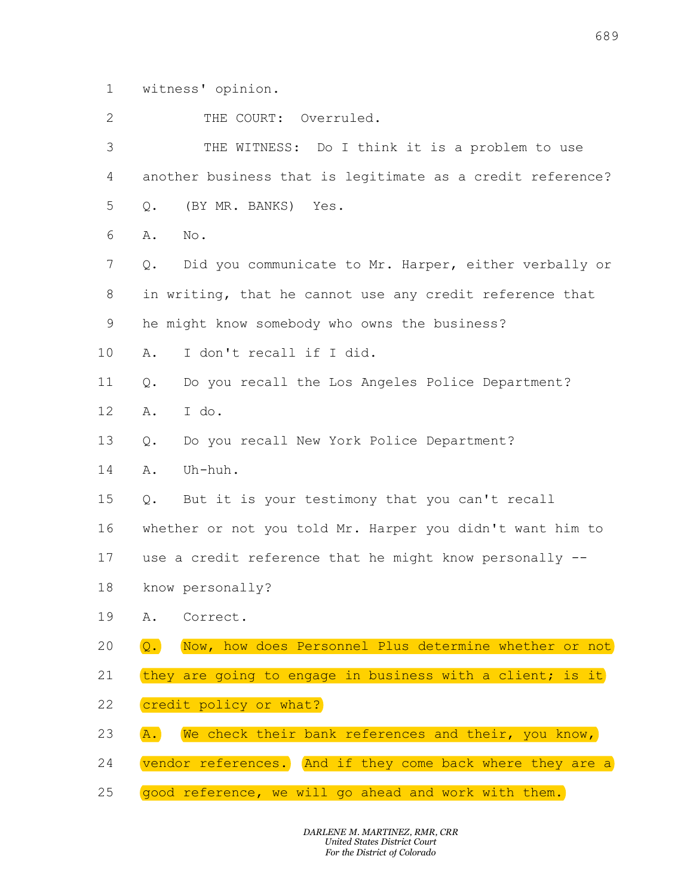1 witness' opinion.

2 THE COURT: Overruled.

3 THE WITNESS: Do I think it is a problem to use

4 another business that is legitimate as a credit reference?

5 Q. (BY MR. BANKS) Yes.

6 A. No.

7 Q. Did you communicate to Mr. Harper, either verbally or

8 in writing, that he cannot use any credit reference that

9 he might know somebody who owns the business?

10 A. I don't recall if I did.

11 Q. Do you recall the Los Angeles Police Department?

12 A. I do.

13 Q. Do you recall New York Police Department?

14 A. Uh-huh.

15 Q. But it is your testimony that you can't recall

16 whether or not you told Mr. Harper you didn't want him to

17 use a credit reference that he might know personally --

18 know personally?

19 A. Correct.

20 Q. Now, how does Personnel Plus determine whether or not

21 they are going to engage in business with a client; is it

22 credit policy or what?

23 A. We check their bank references and their, you know,

24 vendor references. And if they come back where they are a

25 good reference, we will go ahead and work with them.

*DARLENE M. MARTINEZ, RMR, CRR*
*United States District Court*
*For the District of Colorado*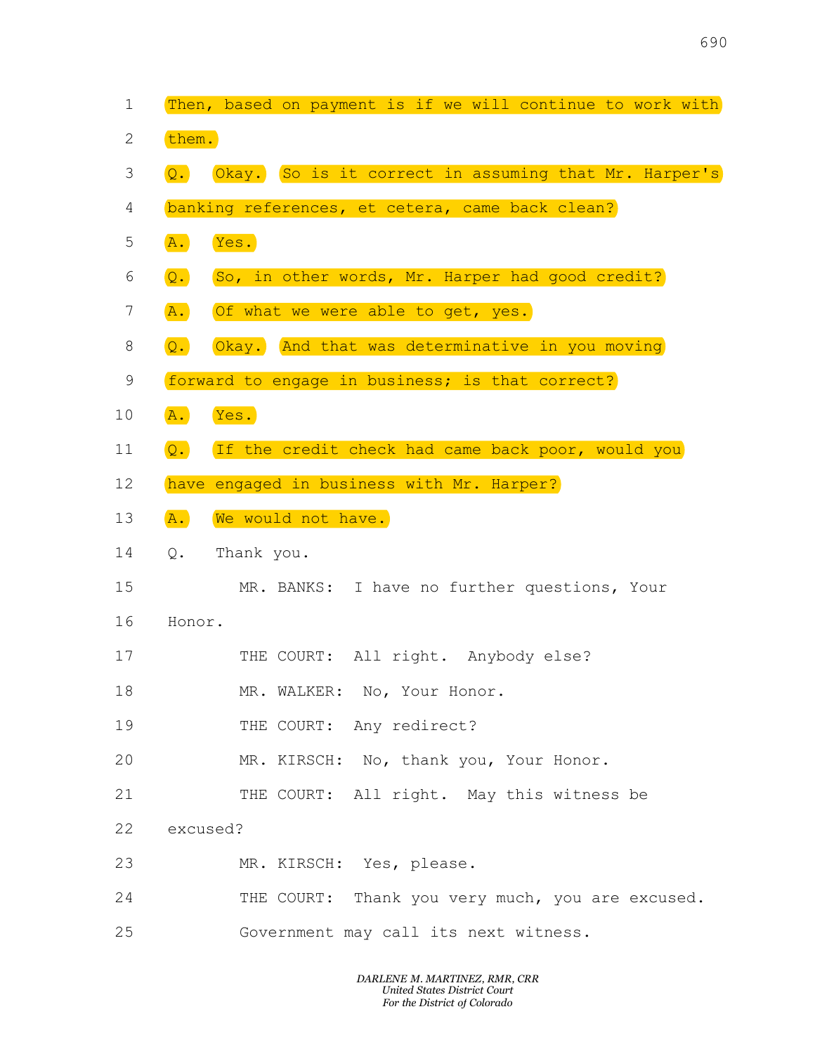Then, based on payment is if we will continue to work with them.

Q. Okay. So is it correct in assuming that Mr. Harper's banking references, et cetera, came back clean?

A. Yes.

Q. So, in other words, Mr. Harper had good credit?

A. Of what we were able to get, yes.

Q. Okay. And that was determinative in you moving forward to engage in business; is that correct?

A. Yes.

Q. If the credit check had came back poor, would you have engaged in business with Mr. Harper?

A. We would not have.

Q. Thank you.

MR. BANKS: I have no further questions, Your Honor.

THE COURT: All right. Anybody else?

MR. WALKER: No, Your Honor.

THE COURT: Any redirect?

MR. KIRSCH: No, thank you, Your Honor.

THE COURT: All right. May this witness be excused?

MR. KIRSCH: Yes, please.

THE COURT: Thank you very much, you are excused. Government may call its next witness.